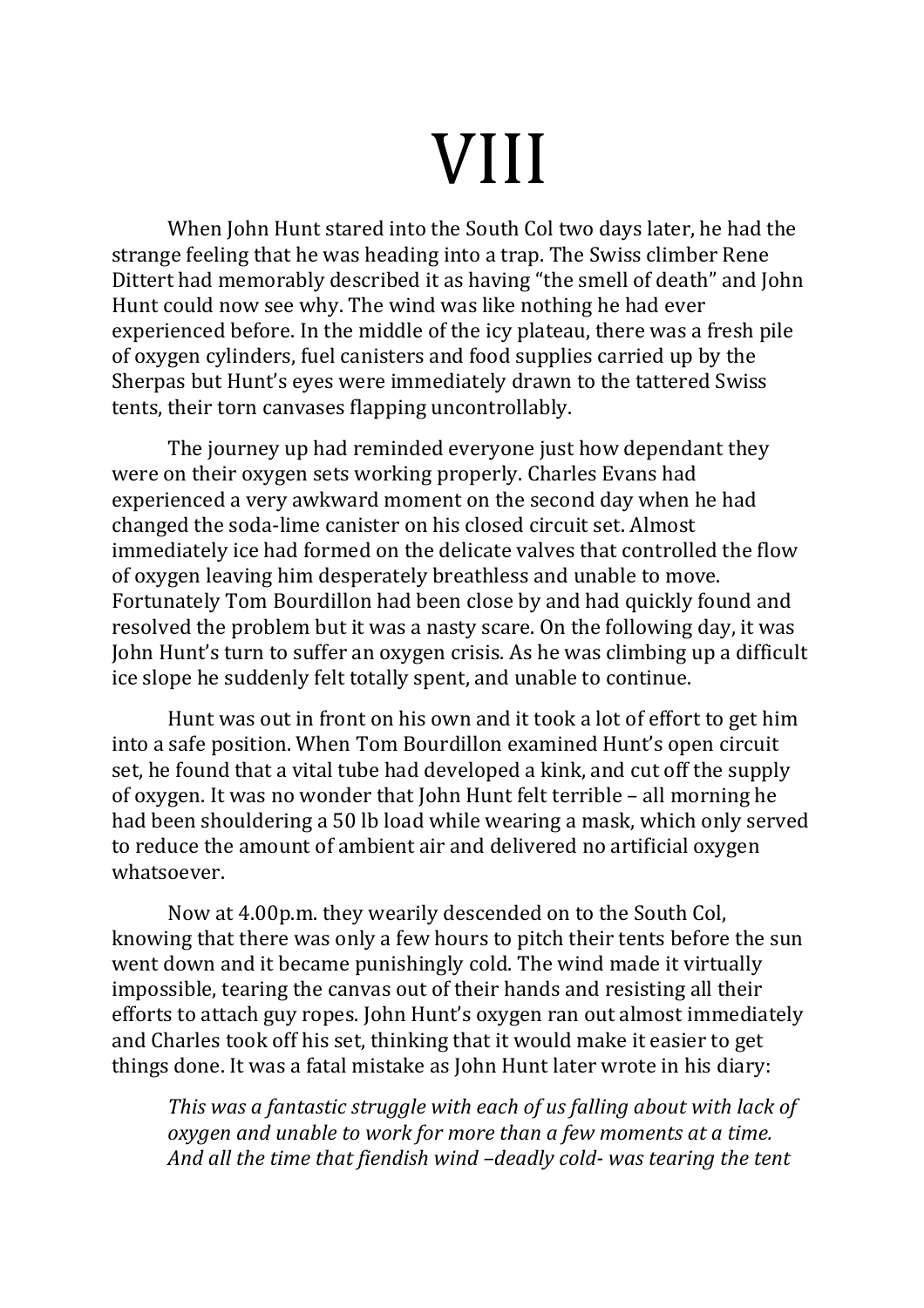# VIII

When John Hunt stared into the South Col two days later, he had the strange feeling that he was heading into a trap. The Swiss climber Rene Dittert had memorably described it as having "the smell of death" and John Hunt could now see why. The wind was like nothing he had ever experienced before. In the middle of the icy plateau, there was a fresh pile of oxygen cylinders, fuel canisters and food supplies carried up by the Sherpas but Hunt's eyes were immediately drawn to the tattered Swiss tents, their torn canvases flapping uncontrollably.

The journey up had reminded everyone just how dependant they were on their oxygen sets working properly. Charles Evans had experienced a very awkward moment on the second day when he had changed the soda-lime canister on his closed circuit set. Almost immediately ice had formed on the delicate valves that controlled the flow of oxygen leaving him desperately breathless and unable to move. Fortunately Tom Bourdillon had been close by and had quickly found and resolved the problem but it was a nasty scare. On the following day, it was John Hunt's turn to suffer an oxygen crisis. As he was climbing up a difficult ice slope he suddenly felt totally spent, and unable to continue.

Hunt was out in front on his own and it took a lot of effort to get him into a safe position. When Tom Bourdillon examined Hunt's open circuit set, he found that a vital tube had developed a kink, and cut off the supply of oxygen. It was no wonder that John Hunt felt terrible – all morning he had been shouldering a 50 lb load while wearing a mask, which only served to reduce the amount of ambient air and delivered no artificial oxygen whatsoever.

Now at 4.00p.m. they wearily descended on to the South Col, knowing that there was only a few hours to pitch their tents before the sun went down and it became punishingly cold. The wind made it virtually impossible, tearing the canvas out of their hands and resisting all their efforts to attach guy ropes. John Hunt's oxygen ran out almost immediately and Charles took off his set, thinking that it would make it easier to get things done. It was a fatal mistake as John Hunt later wrote in his diary:

> *This was a fantastic struggle with each of us falling about with lack of oxygen and unable to work for more than a few moments at a time. And all the time that fiendish wind –deadly cold- was tearing the tent*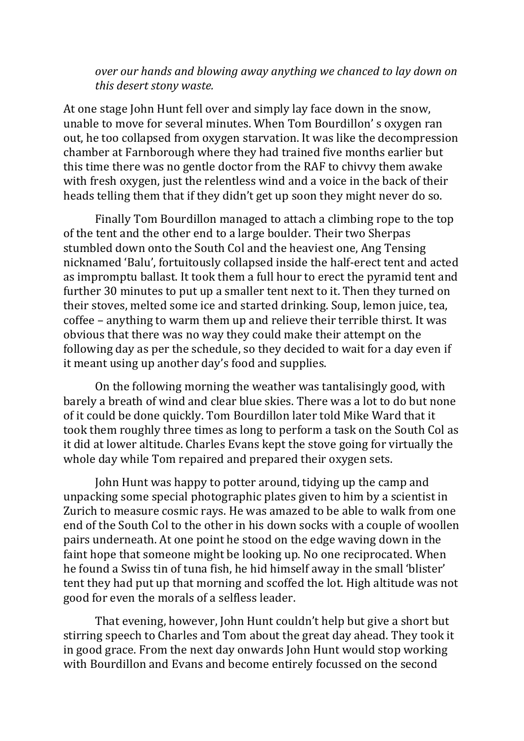*over our hands and blowing away anything we chanced to lay down on this desert stony waste.*

At one stage John Hunt fell over and simply lay face down in the snow, unable to move for several minutes. When Tom Bourdillon' s oxygen ran out, he too collapsed from oxygen starvation. It was like the decompression chamber at Farnborough where they had trained five months earlier but this time there was no gentle doctor from the RAF to chivvy them awake with fresh oxygen, just the relentless wind and a voice in the back of their heads telling them that if they didn't get up soon they might never do so.

Finally Tom Bourdillon managed to attach a climbing rope to the top of the tent and the other end to a large boulder. Their two Sherpas stumbled down onto the South Col and the heaviest one, Ang Tensing nicknamed 'Balu', fortuitously collapsed inside the half-erect tent and acted as impromptu ballast. It took them a full hour to erect the pyramid tent and further 30 minutes to put up a smaller tent next to it. Then they turned on their stoves, melted some ice and started drinking. Soup, lemon juice, tea, coffee – anything to warm them up and relieve their terrible thirst. It was obvious that there was no way they could make their attempt on the following day as per the schedule, so they decided to wait for a day even if it meant using up another day's food and supplies.

On the following morning the weather was tantalisingly good, with barely a breath of wind and clear blue skies. There was a lot to do but none of it could be done quickly. Tom Bourdillon later told Mike Ward that it took them roughly three times as long to perform a task on the South Col as it did at lower altitude. Charles Evans kept the stove going for virtually the whole day while Tom repaired and prepared their oxygen sets.

John Hunt was happy to potter around, tidying up the camp and unpacking some special photographic plates given to him by a scientist in Zurich to measure cosmic rays. He was amazed to be able to walk from one end of the South Col to the other in his down socks with a couple of woollen pairs underneath. At one point he stood on the edge waving down in the faint hope that someone might be looking up. No one reciprocated. When he found a Swiss tin of tuna fish, he hid himself away in the small 'blister' tent they had put up that morning and scoffed the lot. High altitude was not good for even the morals of a selfless leader.

That evening, however, John Hunt couldn't help but give a short but stirring speech to Charles and Tom about the great day ahead. They took it in good grace. From the next day onwards John Hunt would stop working with Bourdillon and Evans and become entirely focussed on the second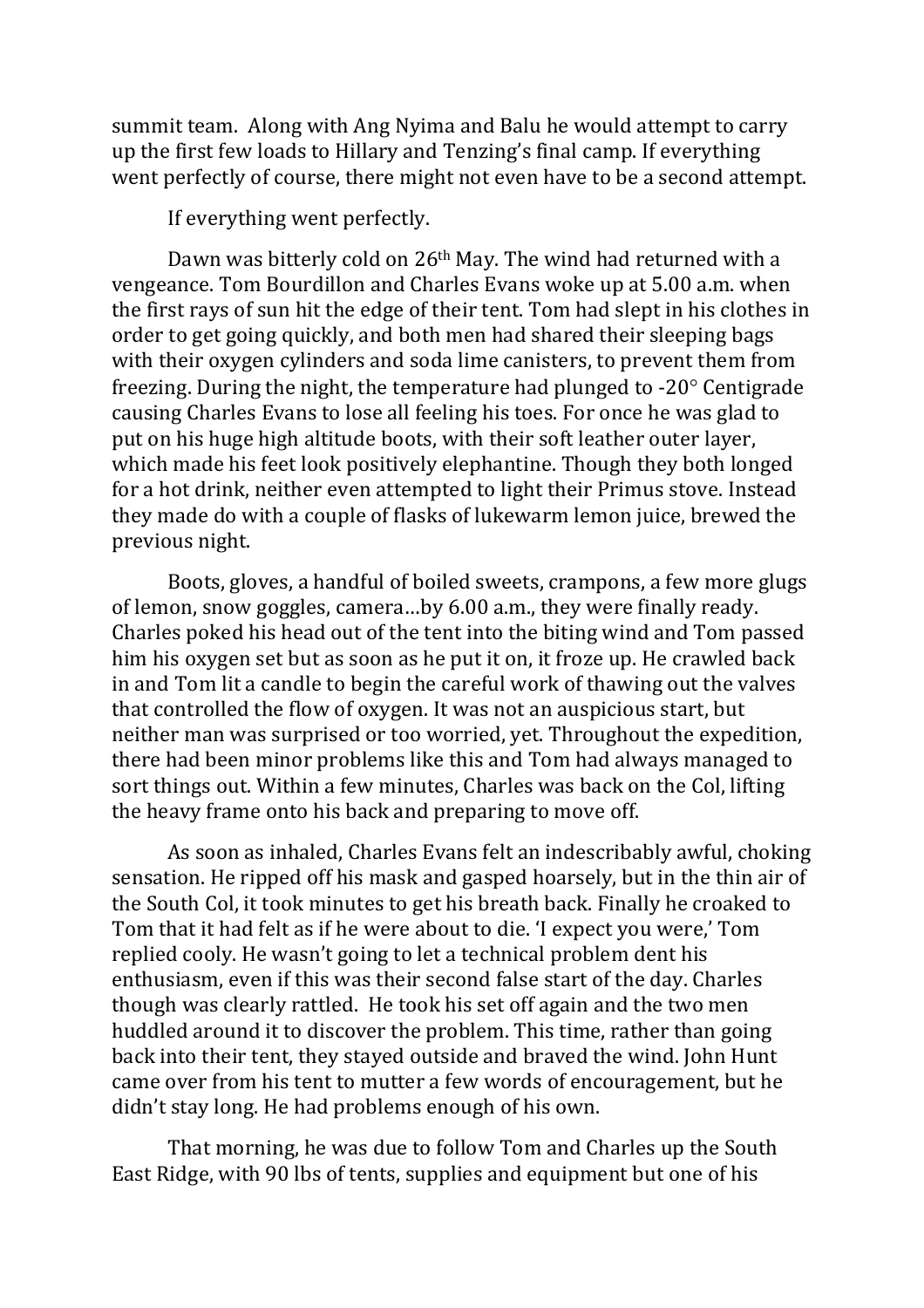summit team. Along with Ang Nyima and Balu he would attempt to carry up the first few loads to Hillary and Tenzing's final camp. If everything went perfectly of course, there might not even have to be a second attempt.

If everything went perfectly.

Dawn was bitterly cold on 26th May. The wind had returned with a vengeance. Tom Bourdillon and Charles Evans woke up at 5.00 a.m. when the first rays of sun hit the edge of their tent. Tom had slept in his clothes in order to get going quickly, and both men had shared their sleeping bags with their oxygen cylinders and soda lime canisters, to prevent them from freezing. During the night, the temperature had plunged to -20° Centigrade causing Charles Evans to lose all feeling his toes. For once he was glad to put on his huge high altitude boots, with their soft leather outer layer, which made his feet look positively elephantine. Though they both longed for a hot drink, neither even attempted to light their Primus stove. Instead they made do with a couple of flasks of lukewarm lemon juice, brewed the previous night.

Boots, gloves, a handful of boiled sweets, crampons, a few more glugs of lemon, snow goggles, camera…by 6.00 a.m., they were finally ready. Charles poked his head out of the tent into the biting wind and Tom passed him his oxygen set but as soon as he put it on, it froze up. He crawled back in and Tom lit a candle to begin the careful work of thawing out the valves that controlled the flow of oxygen. It was not an auspicious start, but neither man was surprised or too worried, yet. Throughout the expedition, there had been minor problems like this and Tom had always managed to sort things out. Within a few minutes, Charles was back on the Col, lifting the heavy frame onto his back and preparing to move off.

As soon as inhaled, Charles Evans felt an indescribably awful, choking sensation. He ripped off his mask and gasped hoarsely, but in the thin air of the South Col, it took minutes to get his breath back. Finally he croaked to Tom that it had felt as if he were about to die. 'I expect you were,' Tom replied cooly. He wasn't going to let a technical problem dent his enthusiasm, even if this was their second false start of the day. Charles though was clearly rattled. He took his set off again and the two men huddled around it to discover the problem. This time, rather than going back into their tent, they stayed outside and braved the wind. John Hunt came over from his tent to mutter a few words of encouragement, but he didn't stay long. He had problems enough of his own.

That morning, he was due to follow Tom and Charles up the South East Ridge, with 90 lbs of tents, supplies and equipment but one of his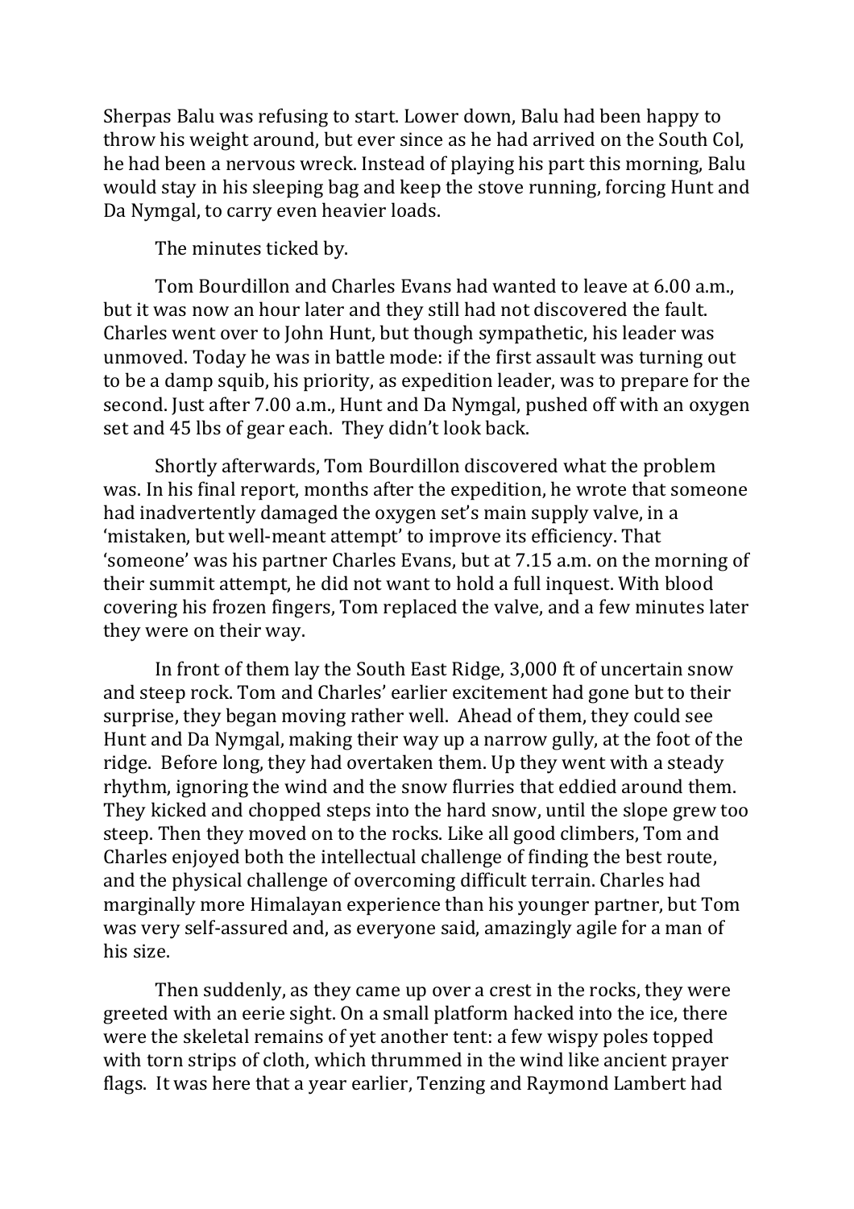Sherpas Balu was refusing to start. Lower down, Balu had been happy to throw his weight around, but ever since as he had arrived on the South Col, he had been a nervous wreck. Instead of playing his part this morning, Balu would stay in his sleeping bag and keep the stove running, forcing Hunt and Da Nymgal, to carry even heavier loads.

The minutes ticked by.

Tom Bourdillon and Charles Evans had wanted to leave at 6.00 a.m., but it was now an hour later and they still had not discovered the fault. Charles went over to John Hunt, but though sympathetic, his leader was unmoved. Today he was in battle mode: if the first assault was turning out to be a damp squib, his priority, as expedition leader, was to prepare for the second. Just after 7.00 a.m., Hunt and Da Nymgal, pushed off with an oxygen set and 45 lbs of gear each. They didn't look back.

Shortly afterwards, Tom Bourdillon discovered what the problem was. In his final report, months after the expedition, he wrote that someone had inadvertently damaged the oxygen set's main supply valve, in a 'mistaken, but well-meant' attempt' to improve its efficiency. That 'someone' was his partner Charles Evans, but at 7.15 a.m. on the morning of their summit attempt, he did not want to hold a full inquest. With blood covering his frozen fingers, Tom replaced the valve, and a few minutes later they were on their way.

In front of them lay the South East Ridge, 3,000 ft of uncertain snow and steep rock. Tom and Charles' earlier excitement had gone but to their surprise, they began moving rather well. Ahead of them, they could see Hunt and Da Nymgal, making their way up a narrow gully, at the foot of the ridge. Before long, they had overtaken them. Up they went with a steady rhythm, ignoring the wind and the snow flurries that eddied around them. They kicked and chopped steps into the hard snow, until the slope grew too steep. Then they moved on to the rocks. Like all good climbers, Tom and Charles enjoyed both the intellectual challenge of finding the best route, and the physical challenge of overcoming difficult terrain. Charles had marginally more Himalayan experience than his younger partner, but Tom was very self-assured and, as everyone said, amazingly agile for a man of his size.

Then suddenly, as they came up over a crest in the rocks, they were greeted with an eerie sight. On a small platform hacked into the ice, there were the skeletal remains of yet another tent: a few wispy poles topped with torn strips of cloth, which thrummed in the wind like ancient prayer flags. It was here that a year earlier, Tenzing and Raymond Lambert had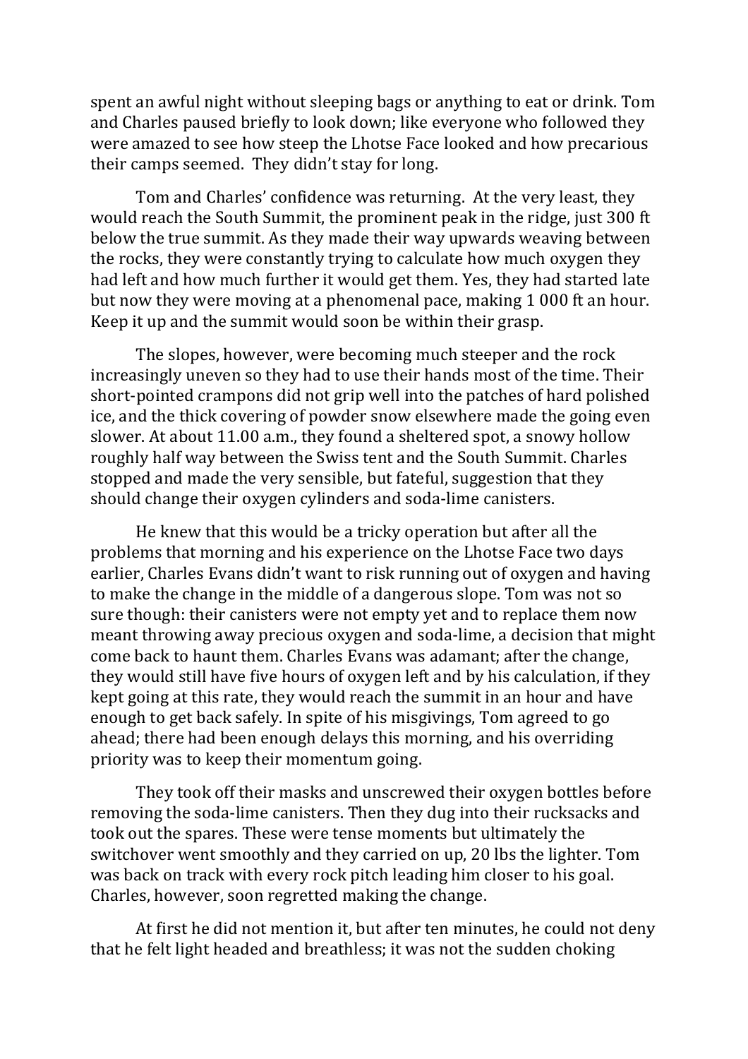spent an awful night without sleeping bags or anything to eat or drink. Tom and Charles paused briefly to look down; like everyone who followed they were amazed to see how steep the Lhotse Face looked and how precarious their camps seemed. They didn't stay for long.

Tom and Charles' confidence was returning. At the very least, they would reach the South Summit, the prominent peak in the ridge, just 300 ft below the true summit. As they made their way upwards weaving between the rocks, they were constantly trying to calculate how much oxygen they had left and how much further it would get them. Yes, they had started late but now they were moving at a phenomenal pace, making 1 000 ft an hour. Keep it up and the summit would soon be within their grasp.

The slopes, however, were becoming much steeper and the rock increasingly uneven so they had to use their hands most of the time. Their short-pointed crampons did not grip well into the patches of hard polished ice, and the thick covering of powder snow elsewhere made the going even slower. At about 11.00 a.m., they found a sheltered spot, a snowy hollow roughly half way between the Swiss tent and the South Summit. Charles stopped and made the very sensible, but fateful, suggestion that they should change their oxygen cylinders and soda-lime canisters.

He knew that this would be a tricky operation but after all the problems that morning and his experience on the Lhotse Face two days earlier, Charles Evans didn't want to risk running out of oxygen and having to make the change in the middle of a dangerous slope. Tom was not so sure though: their canisters were not empty yet and to replace them now meant throwing away precious oxygen and soda-lime, a decision that might come back to haunt them. Charles Evans was adamant; after the change, they would still have five hours of oxygen left and by his calculation, if they kept going at this rate, they would reach the summit in an hour and have enough to get back safely. In spite of his misgivings, Tom agreed to go ahead; there had been enough delays this morning, and his overriding priority was to keep their momentum going.

They took off their masks and unscrewed their oxygen bottles before removing the soda-lime canisters. Then they dug into their rucksacks and took out the spares. These were tense moments but ultimately the switchover went smoothly and they carried on up, 20 lbs the lighter. Tom was back on track with every rock pitch leading him closer to his goal. Charles, however, soon regretted making the change.

At first he did not mention it, but after ten minutes, he could not deny that he felt light headed and breathless; it was not the sudden choking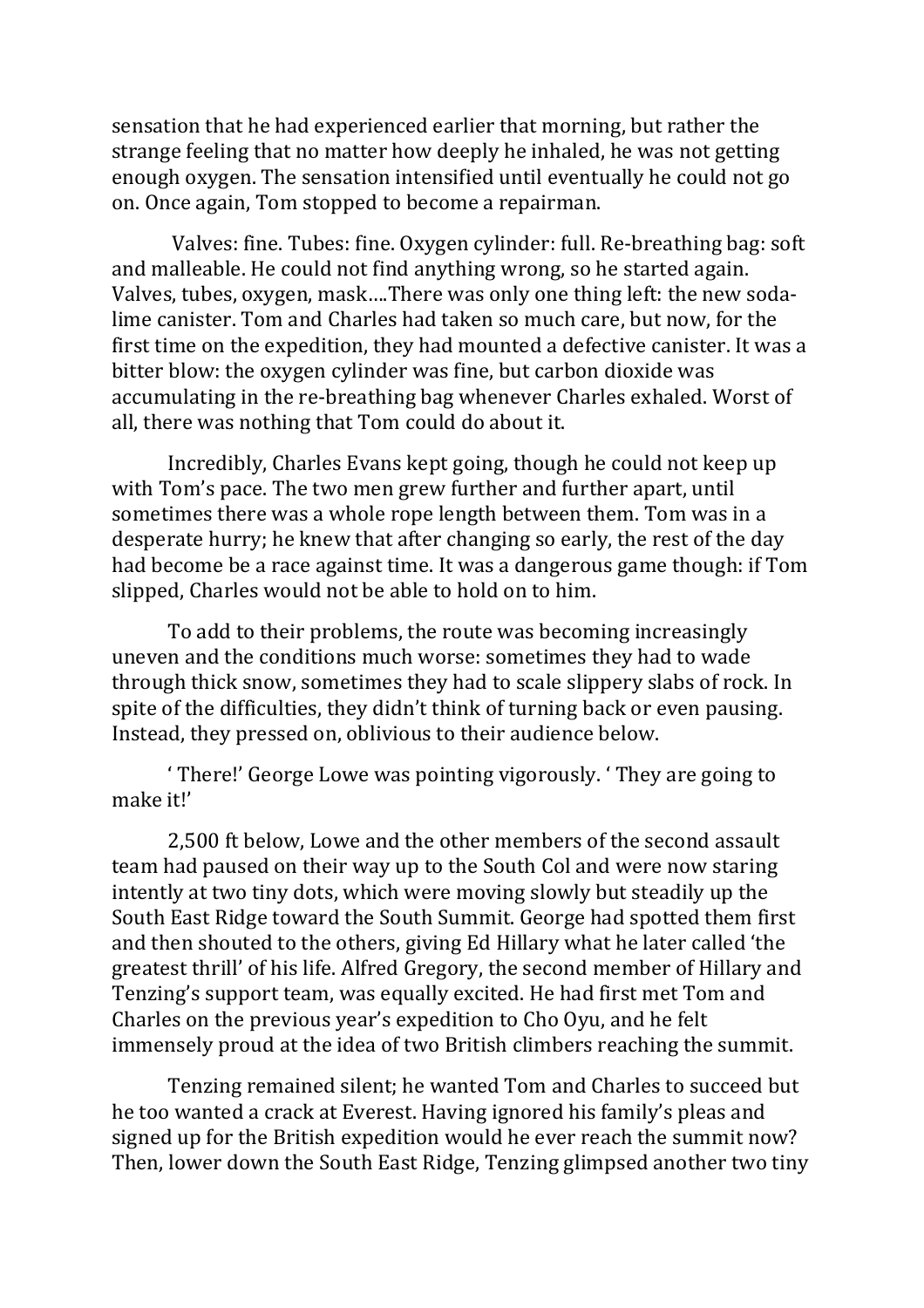sensation that he had experienced earlier that morning, but rather the strange feeling that no matter how deeply he inhaled, he was not getting enough oxygen. The sensation intensified until eventually he could not go on. Once again, Tom stopped to become a repairman.

Valves: fine. Tubes: fine. Oxygen cylinder: full. Re-breathing bag: soft and malleable. He could not find anything wrong, so he started again. Valves, tubes, oxygen, mask....There was only one thing left: the new soda-lime canister. Tom and Charles had taken so much care, but now, for the first time on the expedition, they had mounted a defective canister. It was a bitter blow: the oxygen cylinder was fine, but carbon dioxide was accumulating in the re-breathing bag whenever Charles exhaled. Worst of all, there was nothing that Tom could do about it.

Incredibly, Charles Evans kept going, though he could not keep up with Tom's pace. The two men grew further and further apart, until sometimes there was a whole rope length between them. Tom was in a desperate hurry; he knew that after changing so early, the rest of the day had become be a race against time. It was a dangerous game though: if Tom slipped, Charles would not be able to hold on to him.

To add to their problems, the route was becoming increasingly uneven and the conditions much worse: sometimes they had to wade through thick snow, sometimes they had to scale slippery slabs of rock. In spite of the difficulties, they didn't think of turning back or even pausing. Instead, they pressed on, oblivious to their audience below.

' There!' George Lowe was pointing vigorously. ' They are going to make it!'

2,500 ft below, Lowe and the other members of the second assault team had paused on their way up to the South Col and were now staring intently at two tiny dots, which were moving slowly but steadily up the South East Ridge toward the South Summit. George had spotted them first and then shouted to the others, giving Ed Hillary what he later called 'the greatest thrill' of his life. Alfred Gregory, the second member of Hillary and Tenzing's support team, was equally excited. He had first met Tom and Charles on the previous year's expedition to Cho Oyu, and he felt immensely proud at the idea of two British climbers reaching the summit.

Tenzing remained silent; he wanted Tom and Charles to succeed but he too wanted a crack at Everest. Having ignored his family's pleas and signed up for the British expedition would he ever reach the summit now? Then, lower down the South East Ridge, Tenzing glimpsed another two tiny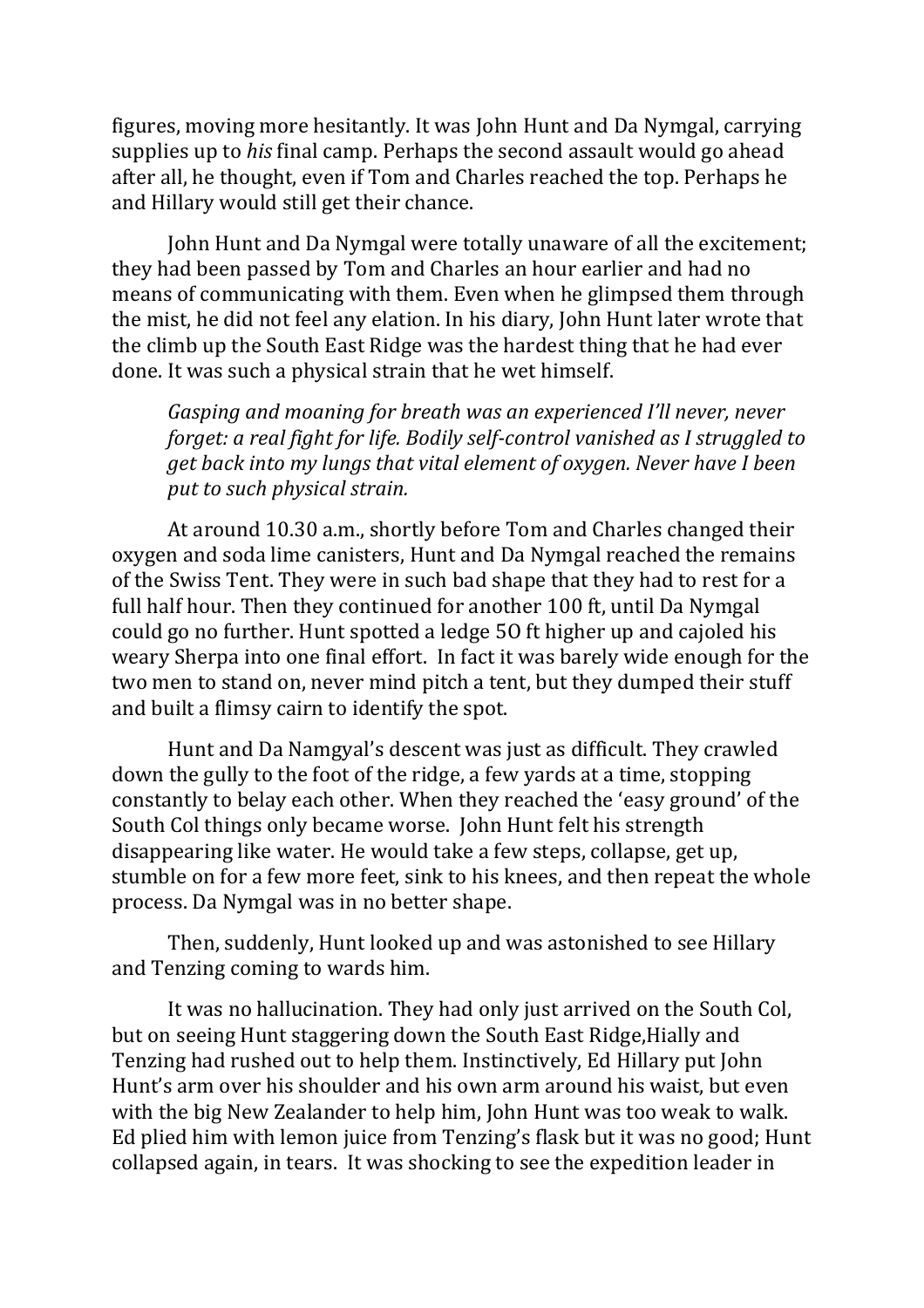figures, moving more hesitantly. It was John Hunt and Da Nymgal, carrying supplies up to *his* final camp. Perhaps the second assault would go ahead after all, he thought, even if Tom and Charles reached the top. Perhaps he and Hillary would still get their chance.

John Hunt and Da Nymgal were totally unaware of all the excitement; they had been passed by Tom and Charles an hour earlier and had no means of communicating with them. Even when he glimpsed them through the mist, he did not feel any elation. In his diary, John Hunt later wrote that the climb up the South East Ridge was the hardest thing that he had ever done. It was such a physical strain that he wet himself.

> *Gasping and moaning for breath was an experienced I'll never, never forget: a real fight for life. Bodily self-control vanished as I struggled to get back into my lungs that vital element of oxygen. Never have I been put to such physical strain.*

At around 10.30 a.m., shortly before Tom and Charles changed their oxygen and soda lime canisters, Hunt and Da Nymgal reached the remains of the Swiss Tent. They were in such bad shape that they had to rest for a full half hour. Then they continued for another 100 ft, until Da Nymgal could go no further. Hunt spotted a ledge 5O ft higher up and cajoled his weary Sherpa into one final effort. In fact it was barely wide enough for the two men to stand on, never mind pitch a tent, but they dumped their stuff and built a flimsy cairn to identify the spot.

Hunt and Da Namgyal's descent was just as difficult. They crawled down the gully to the foot of the ridge, a few yards at a time, stopping constantly to belay each other. When they reached the 'easy ground' of the South Col things only became worse. John Hunt felt his strength disappearing like water. He would take a few steps, collapse, get up, stumble on for a few more feet, sink to his knees, and then repeat the whole process. Da Nymgal was in no better shape.

Then, suddenly, Hunt looked up and was astonished to see Hillary and Tenzing coming to wards him.

It was no hallucination. They had only just arrived on the South Col, but on seeing Hunt staggering down the South East Ridge,Hially and Tenzing had rushed out to help them. Instinctively, Ed Hillary put John Hunt's arm over his shoulder and his own arm around his waist, but even with the big New Zealander to help him, John Hunt was too weak to walk. Ed plied him with lemon juice from Tenzing's flask but it was no good; Hunt collapsed again, in tears. It was shocking to see the expedition leader in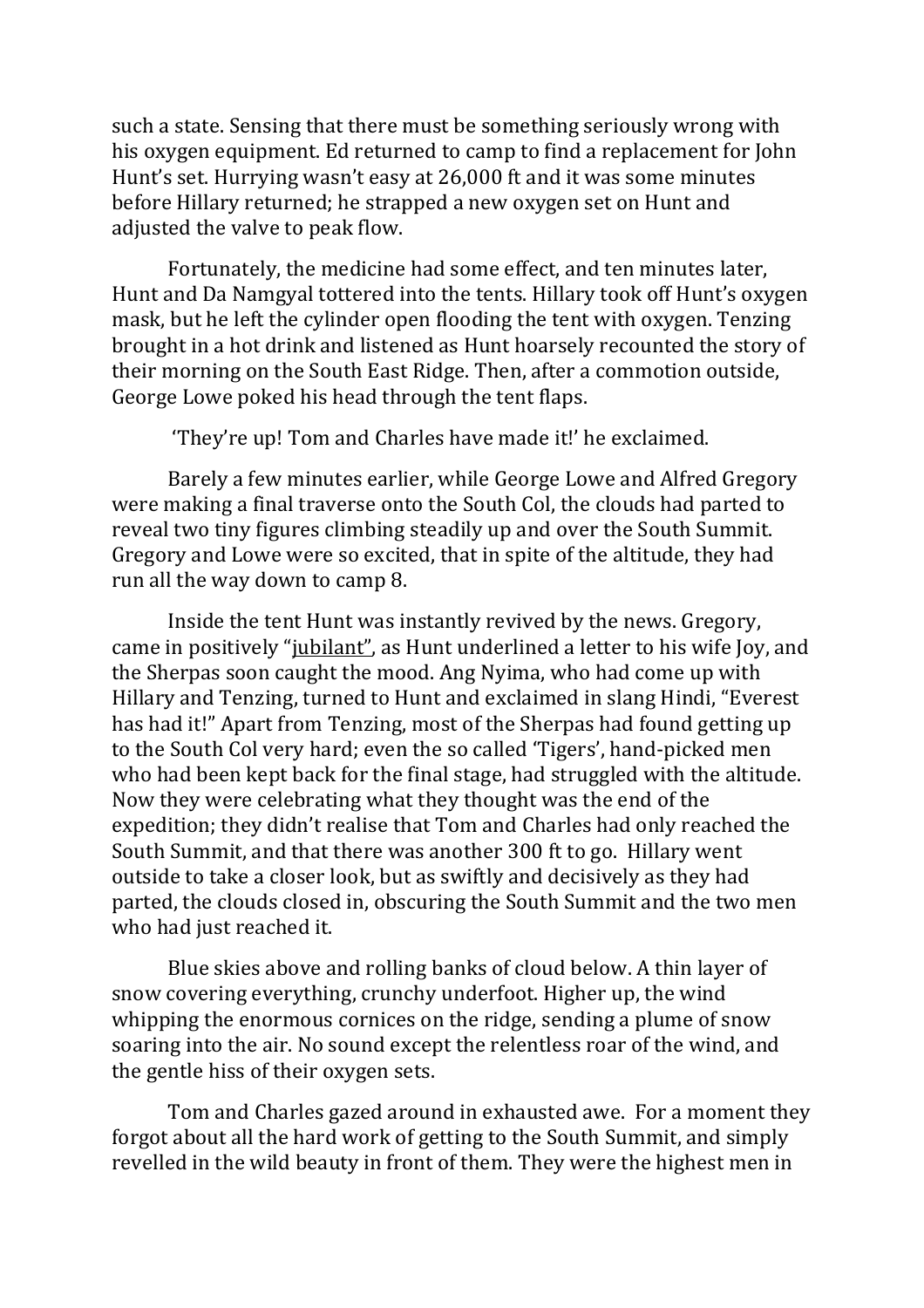such a state. Sensing that there must be something seriously wrong with his oxygen equipment. Ed returned to camp to find a replacement for John Hunt's set. Hurrying wasn't easy at 26,000 ft and it was some minutes before Hillary returned; he strapped a new oxygen set on Hunt and adjusted the valve to peak flow.

Fortunately, the medicine had some effect, and ten minutes later, Hunt and Da Namgyal tottered into the tents. Hillary took off Hunt's oxygen mask, but he left the cylinder open flooding the tent with oxygen. Tenzing brought in a hot drink and listened as Hunt hoarsely recounted the story of their morning on the South East Ridge. Then, after a commotion outside, George Lowe poked his head through the tent flaps.

'They're up! Tom and Charles have made it!' he exclaimed.

Barely a few minutes earlier, while George Lowe and Alfred Gregory were making a final traverse onto the South Col, the clouds had parted to reveal two tiny figures climbing steadily up and over the South Summit. Gregory and Lowe were so excited, that in spite of the altitude, they had run all the way down to camp 8.

Inside the tent Hunt was instantly revived by the news. Gregory, came in positively "<u>jubilant</u>", as Hunt underlined a letter to his wife Joy, and the Sherpas soon caught the mood. Ang Nyima, who had come up with Hillary and Tenzing, turned to Hunt and exclaimed in slang Hindi, "Everest has had it!" Apart from Tenzing, most of the Sherpas had found getting up to the South Col very hard; even the so called 'Tigers', hand-picked men who had been kept back for the final stage, had struggled with the altitude. Now they were celebrating what they thought was the end of the expedition; they didn't realise that Tom and Charles had only reached the South Summit, and that there was another 300 ft to go. Hillary went outside to take a closer look, but as swiftly and decisively as they had parted, the clouds closed in, obscuring the South Summit and the two men who had just reached it.

Blue skies above and rolling banks of cloud below. A thin layer of snow covering everything, crunchy underfoot. Higher up, the wind whipping the enormous cornices on the ridge, sending a plume of snow soaring into the air. No sound except the relentless roar of the wind, and the gentle hiss of their oxygen sets.

Tom and Charles gazed around in exhausted awe. For a moment they forgot about all the hard work of getting to the South Summit, and simply revelled in the wild beauty in front of them. They were the highest men in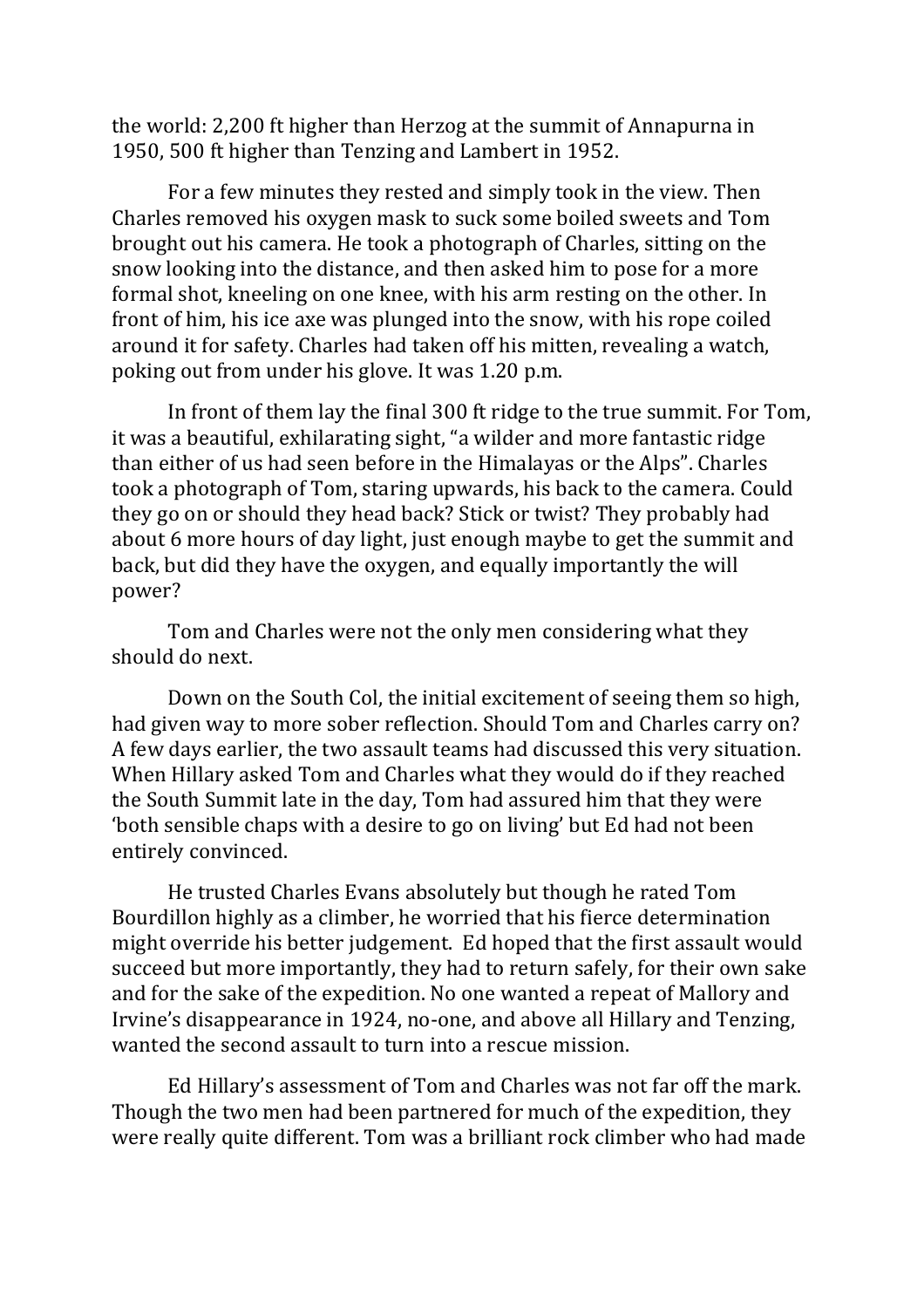the world: 2,200 ft higher than Herzog at the summit of Annapurna in 1950, 500 ft higher than Tenzing and Lambert in 1952.

For a few minutes they rested and simply took in the view. Then Charles removed his oxygen mask to suck some boiled sweets and Tom brought out his camera. He took a photograph of Charles, sitting on the snow looking into the distance, and then asked him to pose for a more formal shot, kneeling on one knee, with his arm resting on the other. In front of him, his ice axe was plunged into the snow, with his rope coiled around it for safety. Charles had taken off his mitten, revealing a watch, poking out from under his glove. It was 1.20 p.m.

In front of them lay the final 300 ft ridge to the true summit. For Tom, it was a beautiful, exhilarating sight, "a wilder and more fantastic ridge than either of us had seen before in the Himalayas or the Alps". Charles took a photograph of Tom, staring upwards, his back to the camera. Could they go on or should they head back? Stick or twist? They probably had about 6 more hours of day light, just enough maybe to get the summit and back, but did they have the oxygen, and equally importantly the will power?

Tom and Charles were not the only men considering what they should do next.

Down on the South Col, the initial excitement of seeing them so high, had given way to more sober reflection. Should Tom and Charles carry on? A few days earlier, the two assault teams had discussed this very situation. When Hillary asked Tom and Charles what they would do if they reached the South Summit late in the day, Tom had assured him that they were 'both sensible chaps with a desire to go on living' but Ed had not been entirely convinced.

He trusted Charles Evans absolutely but though he rated Tom Bourdillon highly as a climber, he worried that his fierce determination might override his better judgement. Ed hoped that the first assault would succeed but more importantly, they had to return safely, for their own sake and for the sake of the expedition. No one wanted a repeat of Mallory and Irvine's disappearance in 1924, no-one, and above all Hillary and Tenzing, wanted the second assault to turn into a rescue mission.

Ed Hillary's assessment of Tom and Charles was not far off the mark. Though the two men had been partnered for much of the expedition, they were really quite different. Tom was a brilliant rock climber who had made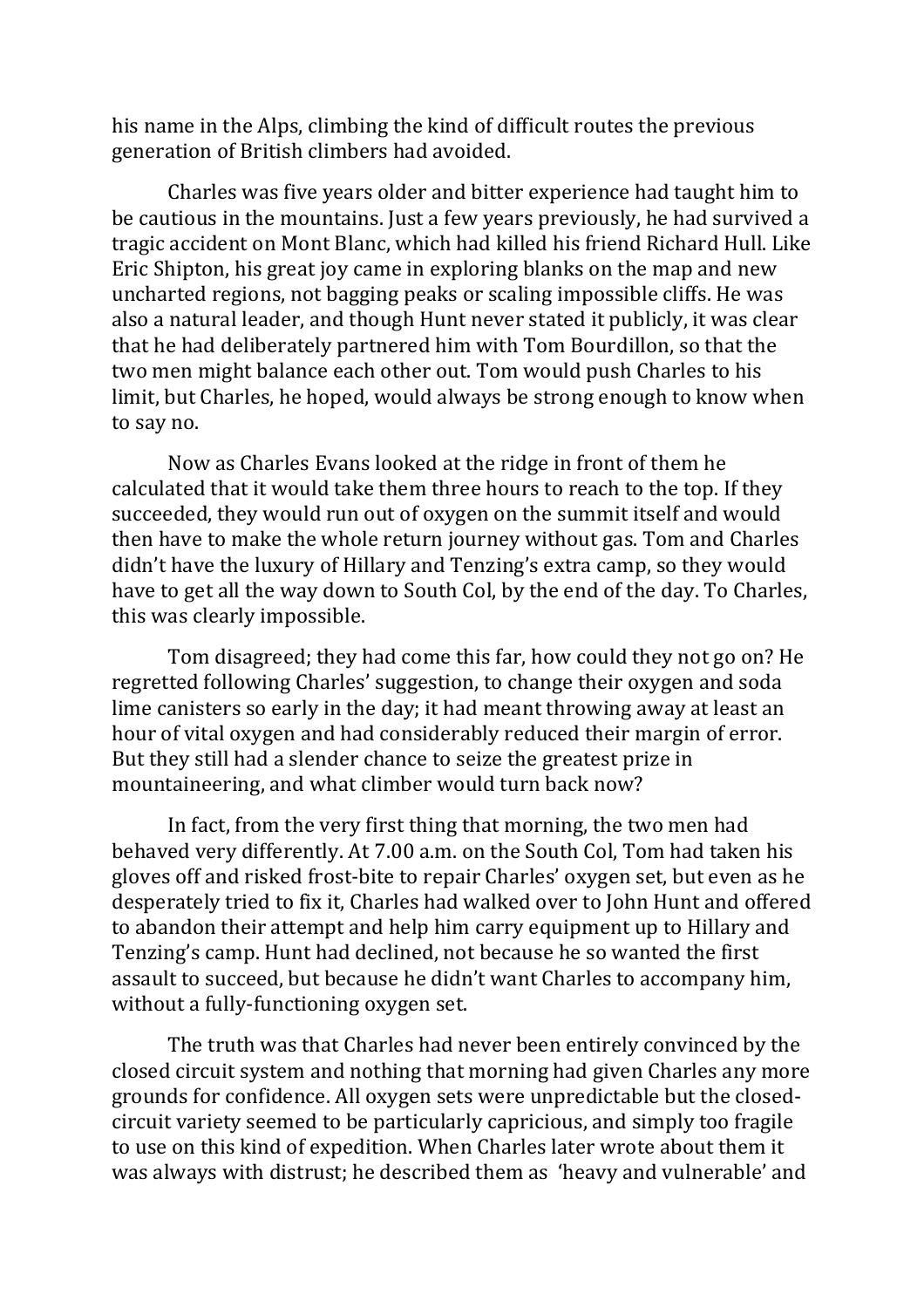his name in the Alps, climbing the kind of difficult routes the previous generation of British climbers had avoided.

Charles was five years older and bitter experience had taught him to be cautious in the mountains. Just a few years previously, he had survived a tragic accident on Mont Blanc, which had killed his friend Richard Hull. Like Eric Shipton, his great joy came in exploring blanks on the map and new uncharted regions, not bagging peaks or scaling impossible cliffs. He was also a natural leader, and though Hunt never stated it publicly, it was clear that he had deliberately partnered him with Tom Bourdillon, so that the two men might balance each other out. Tom would push Charles to his limit, but Charles, he hoped, would always be strong enough to know when to say no.

Now as Charles Evans looked at the ridge in front of them he calculated that it would take them three hours to reach to the top. If they succeeded, they would run out of oxygen on the summit itself and would then have to make the whole return journey without gas. Tom and Charles didn't have the luxury of Hillary and Tenzing's extra camp, so they would have to get all the way down to South Col, by the end of the day. To Charles, this was clearly impossible.

Tom disagreed; they had come this far, how could they not go on? He regretted following Charles' suggestion, to change their oxygen and soda lime canisters so early in the day; it had meant throwing away at least an hour of vital oxygen and had considerably reduced their margin of error. But they still had a slender chance to seize the greatest prize in mountaineering, and what climber would turn back now?

In fact, from the very first thing that morning, the two men had behaved very differently. At 7.00 a.m. on the South Col, Tom had taken his gloves off and risked frost-bite to repair Charles' oxygen set, but even as he desperately tried to fix it, Charles had walked over to John Hunt and offered to abandon their attempt and help him carry equipment up to Hillary and Tenzing's camp. Hunt had declined, not because he so wanted the first assault to succeed, but because he didn't want Charles to accompany him, without a fully-functioning oxygen set.

The truth was that Charles had never been entirely convinced by the closed circuit system and nothing that morning had given Charles any more grounds for confidence. All oxygen sets were unpredictable but the closed-circuit variety seemed to be particularly capricious, and simply too fragile to use on this kind of expedition. When Charles later wrote about them it was always with distrust; he described them as 'heavy and vulnerable' and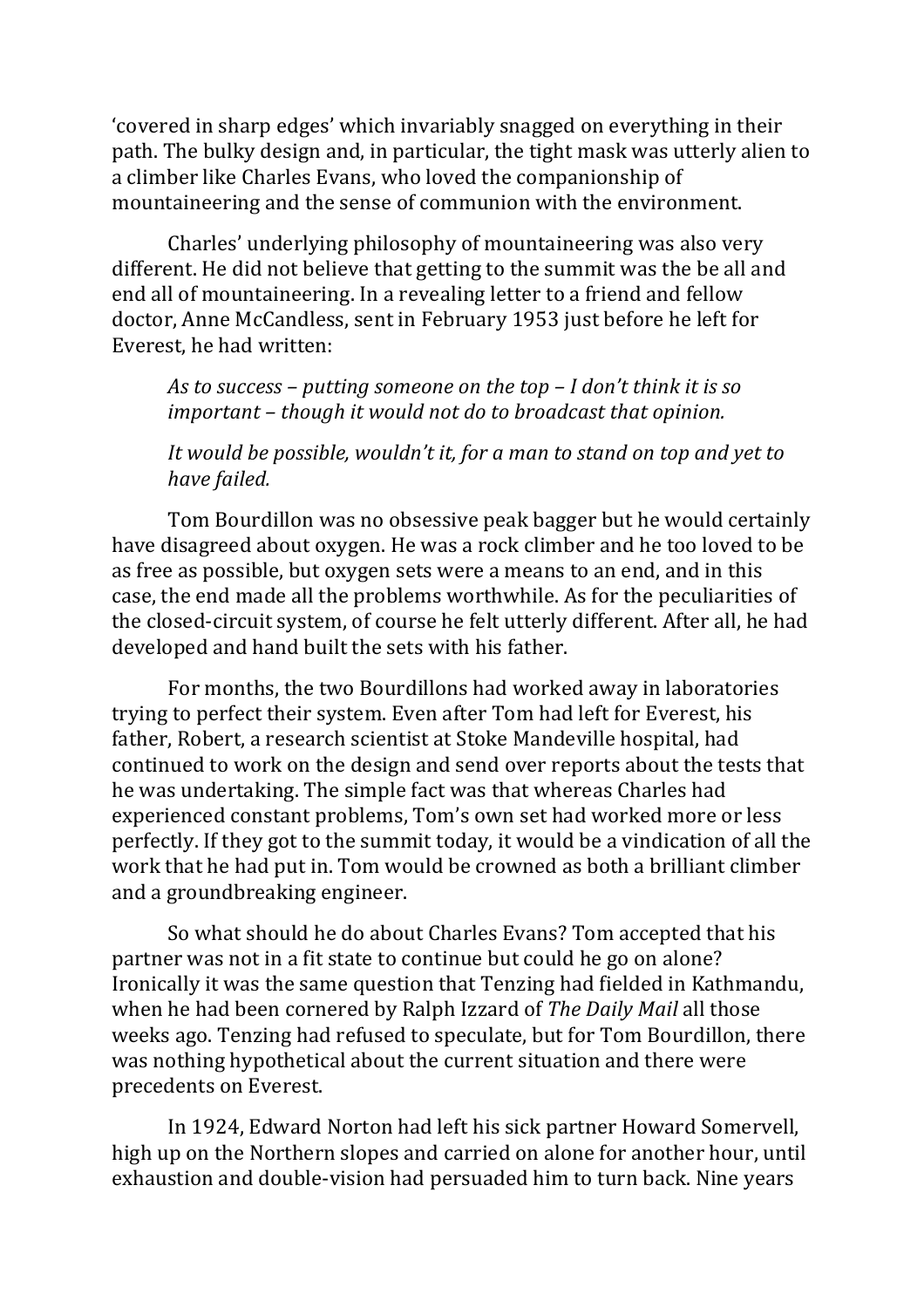‘covered in sharp edges’ which invariably snagged on everything in their path. The bulky design and, in particular, the tight mask was utterly alien to a climber like Charles Evans, who loved the companionship of mountaineering and the sense of communion with the environment.

Charles’ underlying philosophy of mountaineering was also very different. He did not believe that getting to the summit was the be all and end all of mountaineering. In a revealing letter to a friend and fellow doctor, Anne McCandless, sent in February 1953 just before he left for Everest, he had written:

> *As to success – putting someone on the top – I don’t think it is so important – though it would not do to broadcast that opinion.*
>
> *It would be possible, wouldn’t it, for a man to stand on top and yet to have failed.*

Tom Bourdillon was no obsessive peak bagger but he would certainly have disagreed about oxygen. He was a rock climber and he too loved to be as free as possible, but oxygen sets were a means to an end, and in this case, the end made all the problems worthwhile. As for the peculiarities of the closed-circuit system, of course he felt utterly different. After all, he had developed and hand built the sets with his father.

For months, the two Bourdillons had worked away in laboratories trying to perfect their system. Even after Tom had left for Everest, his father, Robert, a research scientist at Stoke Mandeville hospital, had continued to work on the design and send over reports about the tests that he was undertaking. The simple fact was that whereas Charles had experienced constant problems, Tom’s own set had worked more or less perfectly. If they got to the summit today, it would be a vindication of all the work that he had put in. Tom would be crowned as both a brilliant climber and a groundbreaking engineer.

So what should he do about Charles Evans? Tom accepted that his partner was not in a fit state to continue but could he go on alone? Ironically it was the same question that Tenzing had fielded in Kathmandu, when he had been cornered by Ralph Izzard of *The Daily Mail* all those weeks ago. Tenzing had refused to speculate, but for Tom Bourdillon, there was nothing hypothetical about the current situation and there were precedents on Everest.

In 1924, Edward Norton had left his sick partner Howard Somervell, high up on the Northern slopes and carried on alone for another hour, until exhaustion and double-vision had persuaded him to turn back. Nine years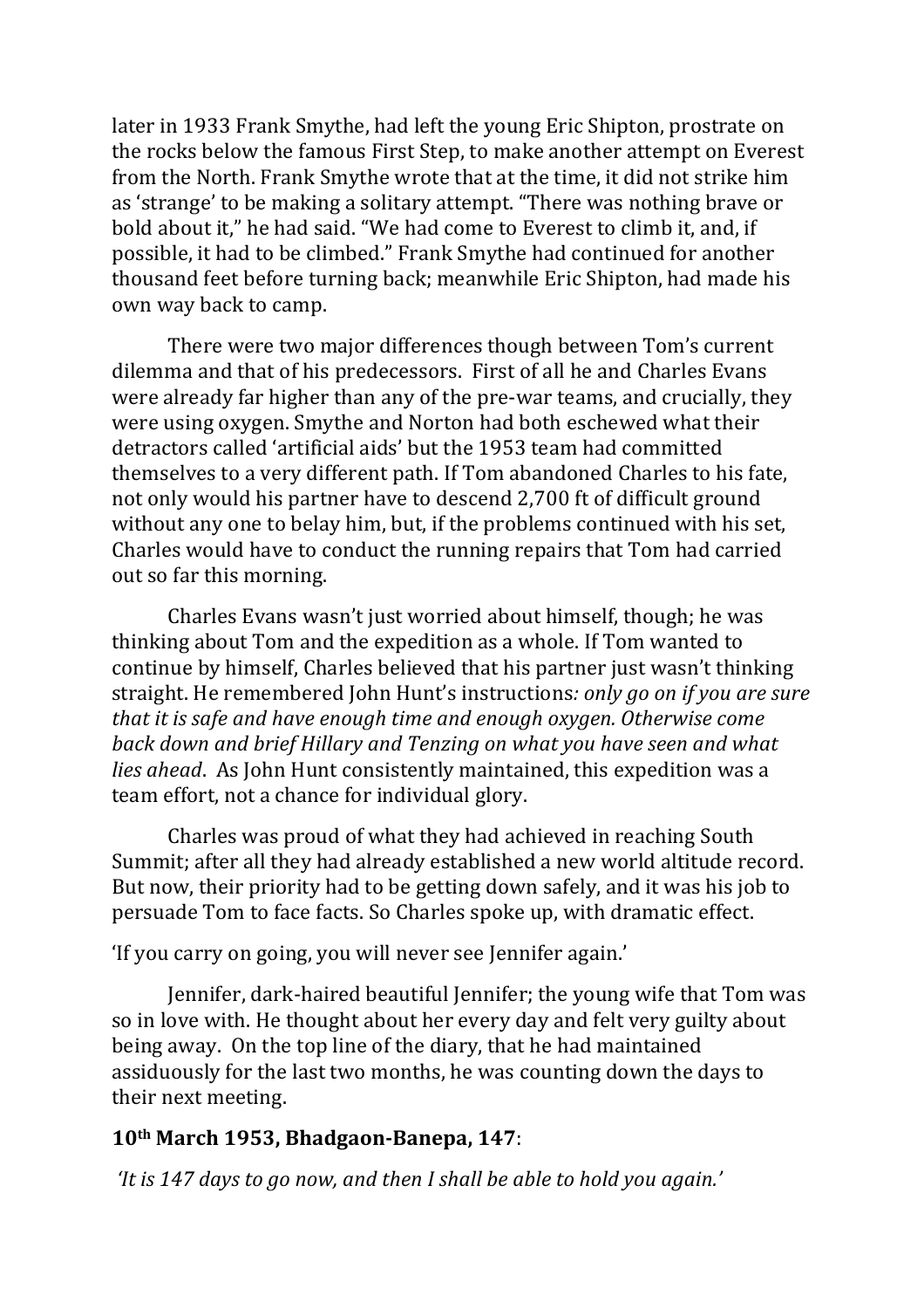later in 1933 Frank Smythe, had left the young Eric Shipton, prostrate on the rocks below the famous First Step, to make another attempt on Everest from the North. Frank Smythe wrote that at the time, it did not strike him as 'strange' to be making a solitary attempt. "There was nothing brave or bold about it," he had said. "We had come to Everest to climb it, and, if possible, it had to be climbed." Frank Smythe had continued for another thousand feet before turning back; meanwhile Eric Shipton, had made his own way back to camp.

There were two major differences though between Tom's current dilemma and that of his predecessors. First of all he and Charles Evans were already far higher than any of the pre-war teams, and crucially, they were using oxygen. Smythe and Norton had both eschewed what their detractors called 'artificial aids' but the 1953 team had committed themselves to a very different path. If Tom abandoned Charles to his fate, not only would his partner have to descend 2,700 ft of difficult ground without any one to belay him, but, if the problems continued with his set, Charles would have to conduct the running repairs that Tom had carried out so far this morning.

Charles Evans wasn't just worried about himself, though; he was thinking about Tom and the expedition as a whole. If Tom wanted to continue by himself, Charles believed that his partner just wasn't thinking straight. He remembered John Hunt's instructions*: only go on if you are sure that it is safe and have enough time and enough oxygen. Otherwise come back down and brief Hillary and Tenzing on what you have seen and what lies ahead*. As John Hunt consistently maintained, this expedition was a team effort, not a chance for individual glory.

Charles was proud of what they had achieved in reaching South Summit; after all they had already established a new world altitude record. But now, their priority had to be getting down safely, and it was his job to persuade Tom to face facts. So Charles spoke up, with dramatic effect.

'If you carry on going, you will never see Jennifer again.'

Jennifer, dark-haired beautiful Jennifer; the young wife that Tom was so in love with. He thought about her every day and felt very guilty about being away. On the top line of the diary, that he had maintained assiduously for the last two months, he was counting down the days to their next meeting.

**10th March 1953, Bhadgaon-Banepa, 147**:

*'It is 147 days to go now, and then I shall be able to hold you again.'*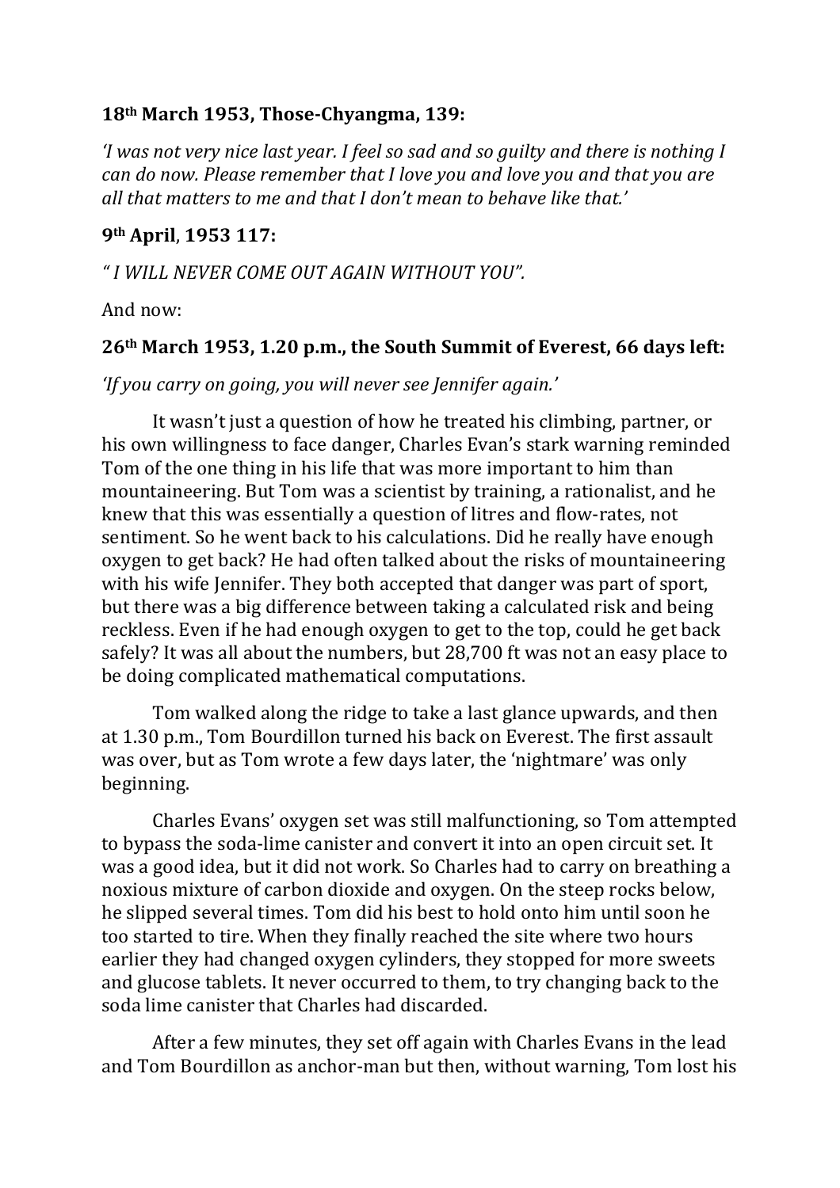**18th March 1953, Those-Chyangma, 139:**

*'I was not very nice last year. I feel so sad and so guilty and there is nothing I can do now. Please remember that I love you and love you and that you are all that matters to me and that I don't mean to behave like that.'*

**9th April, 1953 117:**

*" I WILL NEVER COME OUT AGAIN WITHOUT YOU".*

And now:

**26th March 1953, 1.20 p.m., the South Summit of Everest, 66 days left:**

*'If you carry on going, you will never see Jennifer again.'*

It wasn't just a question of how he treated his climbing, partner, or his own willingness to face danger, Charles Evan's stark warning reminded Tom of the one thing in his life that was more important to him than mountaineering. But Tom was a scientist by training, a rationalist, and he knew that this was essentially a question of litres and flow-rates, not sentiment. So he went back to his calculations. Did he really have enough oxygen to get back? He had often talked about the risks of mountaineering with his wife Jennifer. They both accepted that danger was part of sport, but there was a big difference between taking a calculated risk and being reckless. Even if he had enough oxygen to get to the top, could he get back safely? It was all about the numbers, but 28,700 ft was not an easy place to be doing complicated mathematical computations.

Tom walked along the ridge to take a last glance upwards, and then at 1.30 p.m., Tom Bourdillon turned his back on Everest. The first assault was over, but as Tom wrote a few days later, the 'nightmare' was only beginning.

Charles Evans' oxygen set was still malfunctioning, so Tom attempted to bypass the soda-lime canister and convert it into an open circuit set. It was a good idea, but it did not work. So Charles had to carry on breathing a noxious mixture of carbon dioxide and oxygen. On the steep rocks below, he slipped several times. Tom did his best to hold onto him until soon he too started to tire. When they finally reached the site where two hours earlier they had changed oxygen cylinders, they stopped for more sweets and glucose tablets. It never occurred to them, to try changing back to the soda lime canister that Charles had discarded.

After a few minutes, they set off again with Charles Evans in the lead and Tom Bourdillon as anchor-man but then, without warning, Tom lost his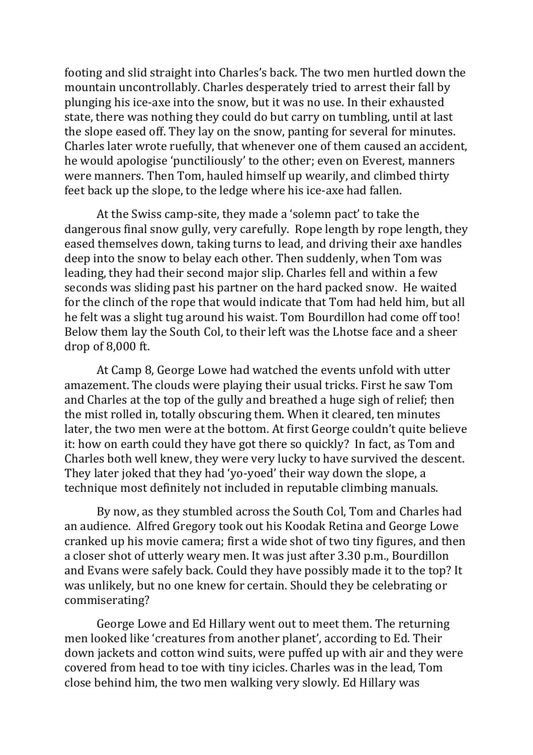footing and slid straight into Charles's back. The two men hurtled down the mountain uncontrollably. Charles desperately tried to arrest their fall by plunging his ice-axe into the snow, but it was no use. In their exhausted state, there was nothing they could do but carry on tumbling, until at last the slope eased off. They lay on the snow, panting for several for minutes. Charles later wrote ruefully, that whenever one of them caused an accident, he would apologise 'punctiliously' to the other; even on Everest, manners were manners. Then Tom, hauled himself up wearily, and climbed thirty feet back up the slope, to the ledge where his ice-axe had fallen.

At the Swiss camp-site, they made a 'solemn pact' to take the dangerous final snow gully, very carefully. Rope length by rope length, they eased themselves down, taking turns to lead, and driving their axe handles deep into the snow to belay each other. Then suddenly, when Tom was leading, they had their second major slip. Charles fell and within a few seconds was sliding past his partner on the hard packed snow. He waited for the clinch of the rope that would indicate that Tom had held him, but all he felt was a slight tug around his waist. Tom Bourdillon had come off too! Below them lay the South Col, to their left was the Lhotse face and a sheer drop of 8,000 ft.

At Camp 8, George Lowe had watched the events unfold with utter amazement. The clouds were playing their usual tricks. First he saw Tom and Charles at the top of the gully and breathed a huge sigh of relief; then the mist rolled in, totally obscuring them. When it cleared, ten minutes later, the two men were at the bottom. At first George couldn't quite believe it: how on earth could they have got there so quickly? In fact, as Tom and Charles both well knew, they were very lucky to have survived the descent. They later joked that they had 'yo-yoed' their way down the slope, a technique most definitely not included in reputable climbing manuals.

By now, as they stumbled across the South Col, Tom and Charles had an audience. Alfred Gregory took out his Koodak Retina and George Lowe cranked up his movie camera; first a wide shot of two tiny figures, and then a closer shot of utterly weary men. It was just after 3.30 p.m., Bourdillon and Evans were safely back. Could they have possibly made it to the top? It was unlikely, but no one knew for certain. Should they be celebrating or commiserating?

George Lowe and Ed Hillary went out to meet them. The returning men looked like 'creatures from another planet', according to Ed. Their down jackets and cotton wind suits, were puffed up with air and they were covered from head to toe with tiny icicles. Charles was in the lead, Tom close behind him, the two men walking very slowly. Ed Hillary was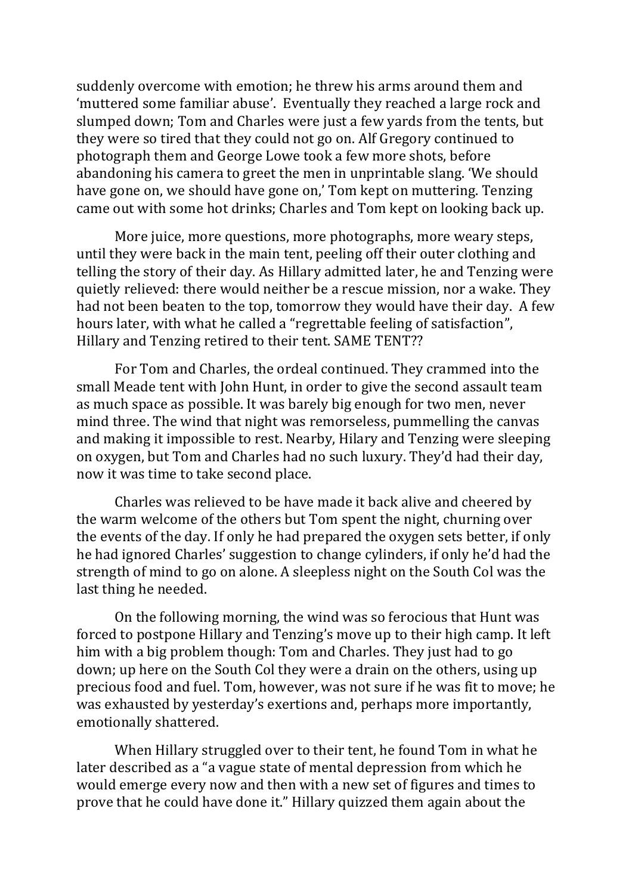suddenly overcome with emotion; he threw his arms around them and 'muttered some familiar abuse'. Eventually they reached a large rock and slumped down; Tom and Charles were just a few yards from the tents, but they were so tired that they could not go on. Alf Gregory continued to photograph them and George Lowe took a few more shots, before abandoning his camera to greet the men in unprintable slang. 'We should have gone on, we should have gone on,' Tom kept on muttering. Tenzing came out with some hot drinks; Charles and Tom kept on looking back up.

More juice, more questions, more photographs, more weary steps, until they were back in the main tent, peeling off their outer clothing and telling the story of their day. As Hillary admitted later, he and Tenzing were quietly relieved: there would neither be a rescue mission, nor a wake. They had not been beaten to the top, tomorrow they would have their day. A few hours later, with what he called a "regrettable feeling of satisfaction", Hillary and Tenzing retired to their tent. SAME TENT??

For Tom and Charles, the ordeal continued. They crammed into the small Meade tent with John Hunt, in order to give the second assault team as much space as possible. It was barely big enough for two men, never mind three. The wind that night was remorseless, pummelling the canvas and making it impossible to rest. Nearby, Hilary and Tenzing were sleeping on oxygen, but Tom and Charles had no such luxury. They'd had their day, now it was time to take second place.

Charles was relieved to be have made it back alive and cheered by the warm welcome of the others but Tom spent the night, churning over the events of the day. If only he had prepared the oxygen sets better, if only he had ignored Charles' suggestion to change cylinders, if only he'd had the strength of mind to go on alone. A sleepless night on the South Col was the last thing he needed.

On the following morning, the wind was so ferocious that Hunt was forced to postpone Hillary and Tenzing's move up to their high camp. It left him with a big problem though: Tom and Charles. They just had to go down; up here on the South Col they were a drain on the others, using up precious food and fuel. Tom, however, was not sure if he was fit to move; he was exhausted by yesterday's exertions and, perhaps more importantly, emotionally shattered.

When Hillary struggled over to their tent, he found Tom in what he later described as a "a vague state of mental depression from which he would emerge every now and then with a new set of figures and times to prove that he could have done it." Hillary quizzed them again about the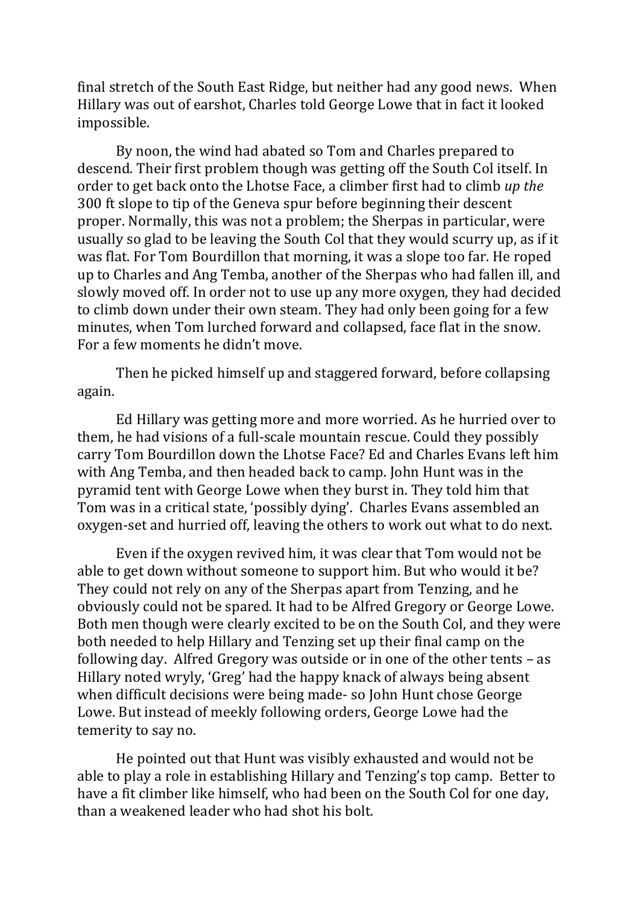final stretch of the South East Ridge, but neither had any good news. When Hillary was out of earshot, Charles told George Lowe that in fact it looked impossible.

By noon, the wind had abated so Tom and Charles prepared to descend. Their first problem though was getting off the South Col itself. In order to get back onto the Lhotse Face, a climber first had to climb *up the* 300 ft slope to tip of the Geneva spur before beginning their descent proper. Normally, this was not a problem; the Sherpas in particular, were usually so glad to be leaving the South Col that they would scurry up, as if it was flat. For Tom Bourdillon that morning, it was a slope too far. He roped up to Charles and Ang Temba, another of the Sherpas who had fallen ill, and slowly moved off. In order not to use up any more oxygen, they had decided to climb down under their own steam. They had only been going for a few minutes, when Tom lurched forward and collapsed, face flat in the snow. For a few moments he didn't move.

Then he picked himself up and staggered forward, before collapsing again.

Ed Hillary was getting more and more worried. As he hurried over to them, he had visions of a full-scale mountain rescue. Could they possibly carry Tom Bourdillon down the Lhotse Face? Ed and Charles Evans left him with Ang Temba, and then headed back to camp. John Hunt was in the pyramid tent with George Lowe when they burst in. They told him that Tom was in a critical state, 'possibly dying'. Charles Evans assembled an oxygen-set and hurried off, leaving the others to work out what to do next.

Even if the oxygen revived him, it was clear that Tom would not be able to get down without someone to support him. But who would it be? They could not rely on any of the Sherpas apart from Tenzing, and he obviously could not be spared. It had to be Alfred Gregory or George Lowe. Both men though were clearly excited to be on the South Col, and they were both needed to help Hillary and Tenzing set up their final camp on the following day. Alfred Gregory was outside or in one of the other tents – as Hillary noted wryly, 'Greg' had the happy knack of always being absent when difficult decisions were being made- so John Hunt chose George Lowe. But instead of meekly following orders, George Lowe had the temerity to say no.

He pointed out that Hunt was visibly exhausted and would not be able to play a role in establishing Hillary and Tenzing's top camp. Better to have a fit climber like himself, who had been on the South Col for one day, than a weakened leader who had shot his bolt.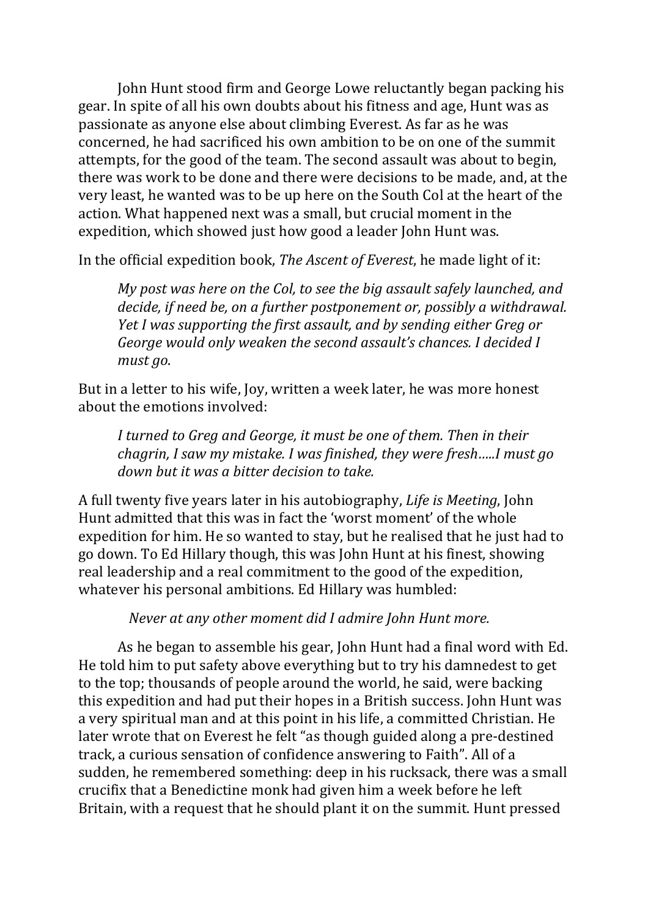John Hunt stood firm and George Lowe reluctantly began packing his gear. In spite of all his own doubts about his fitness and age, Hunt was as passionate as anyone else about climbing Everest. As far as he was concerned, he had sacrificed his own ambition to be on one of the summit attempts, for the good of the team. The second assault was about to begin, there was work to be done and there were decisions to be made, and, at the very least, he wanted was to be up here on the South Col at the heart of the action. What happened next was a small, but crucial moment in the expedition, which showed just how good a leader John Hunt was.

In the official expedition book, *The Ascent of Everest*, he made light of it:

> *My post was here on the Col, to see the big assault safely launched, and decide, if need be, on a further postponement or, possibly a withdrawal. Yet I was supporting the first assault, and by sending either Greg or George would only weaken the second assault's chances. I decided I must go*.

But in a letter to his wife, Joy, written a week later, he was more honest about the emotions involved:

> *I turned to Greg and George, it must be one of them. Then in their chagrin, I saw my mistake. I was finished, they were fresh.....I must go down but it was a bitter decision to take.*

A full twenty five years later in his autobiography, *Life is Meeting*, John Hunt admitted that this was in fact the 'worst moment' of the whole expedition for him. He so wanted to stay, but he realised that he just had to go down. To Ed Hillary though, this was John Hunt at his finest, showing real leadership and a real commitment to the good of the expedition, whatever his personal ambitions. Ed Hillary was humbled:

> *Never at any other moment did I admire John Hunt more.*

As he began to assemble his gear, John Hunt had a final word with Ed. He told him to put safety above everything but to try his damnedest to get to the top; thousands of people around the world, he said, were backing this expedition and had put their hopes in a British success. John Hunt was a very spiritual man and at this point in his life, a committed Christian. He later wrote that on Everest he felt "as though guided along a pre-destined track, a curious sensation of confidence answering to Faith". All of a sudden, he remembered something: deep in his rucksack, there was a small crucifix that a Benedictine monk had given him a week before he left Britain, with a request that he should plant it on the summit. Hunt pressed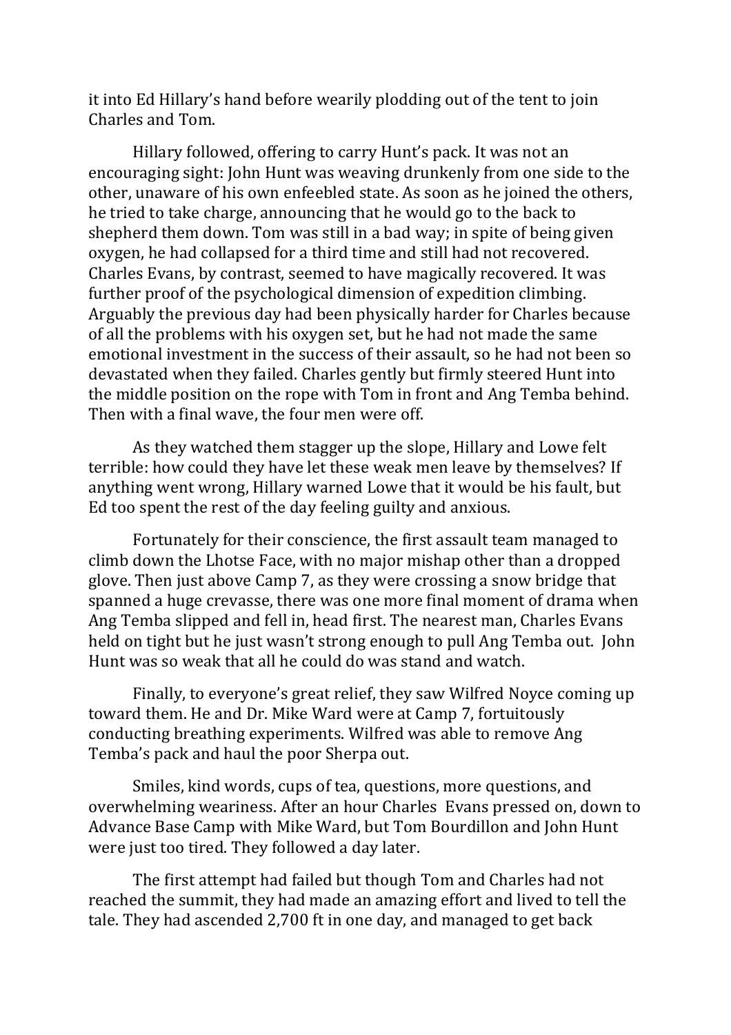it into Ed Hillary's hand before wearily plodding out of the tent to join Charles and Tom.

Hillary followed, offering to carry Hunt's pack. It was not an encouraging sight: John Hunt was weaving drunkenly from one side to the other, unaware of his own enfeebled state. As soon as he joined the others, he tried to take charge, announcing that he would go to the back to shepherd them down. Tom was still in a bad way; in spite of being given oxygen, he had collapsed for a third time and still had not recovered. Charles Evans, by contrast, seemed to have magically recovered. It was further proof of the psychological dimension of expedition climbing. Arguably the previous day had been physically harder for Charles because of all the problems with his oxygen set, but he had not made the same emotional investment in the success of their assault, so he had not been so devastated when they failed. Charles gently but firmly steered Hunt into the middle position on the rope with Tom in front and Ang Temba behind. Then with a final wave, the four men were off.

As they watched them stagger up the slope, Hillary and Lowe felt terrible: how could they have let these weak men leave by themselves? If anything went wrong, Hillary warned Lowe that it would be his fault, but Ed too spent the rest of the day feeling guilty and anxious.

Fortunately for their conscience, the first assault team managed to climb down the Lhotse Face, with no major mishap other than a dropped glove. Then just above Camp 7, as they were crossing a snow bridge that spanned a huge crevasse, there was one more final moment of drama when Ang Temba slipped and fell in, head first. The nearest man, Charles Evans held on tight but he just wasn't strong enough to pull Ang Temba out. John Hunt was so weak that all he could do was stand and watch.

Finally, to everyone's great relief, they saw Wilfred Noyce coming up toward them. He and Dr. Mike Ward were at Camp 7, fortuitously conducting breathing experiments. Wilfred was able to remove Ang Temba's pack and haul the poor Sherpa out.

Smiles, kind words, cups of tea, questions, more questions, and overwhelming weariness. After an hour Charles Evans pressed on, down to Advance Base Camp with Mike Ward, but Tom Bourdillon and John Hunt were just too tired. They followed a day later.

The first attempt had failed but though Tom and Charles had not reached the summit, they had made an amazing effort and lived to tell the tale. They had ascended 2,700 ft in one day, and managed to get back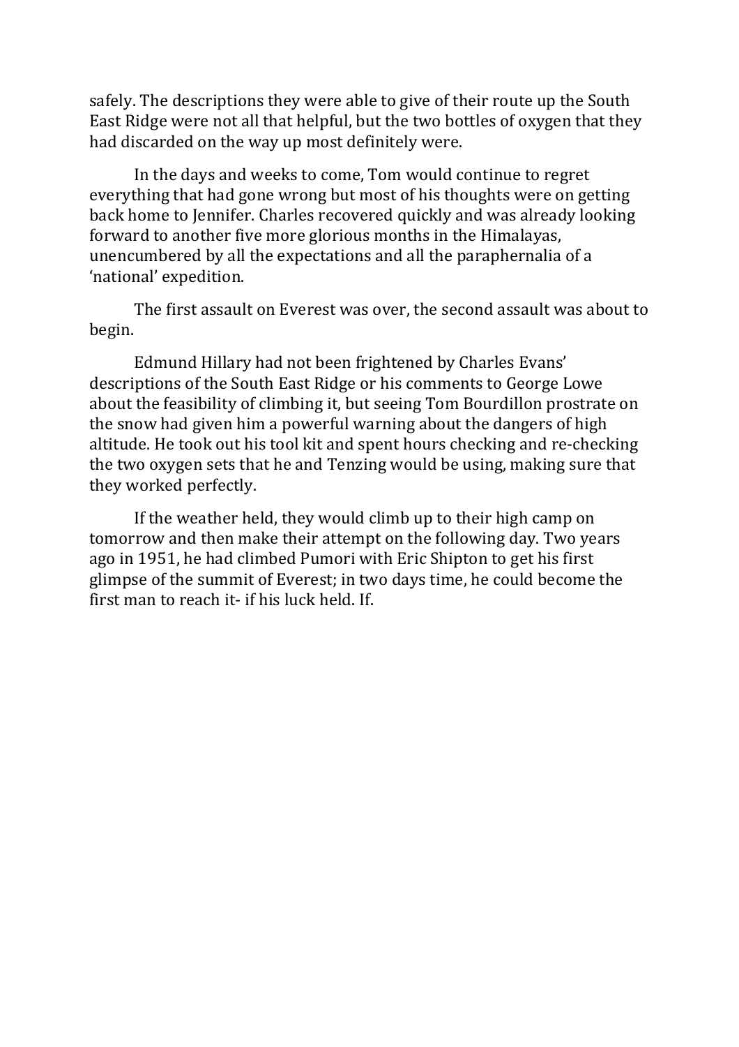safely. The descriptions they were able to give of their route up the South East Ridge were not all that helpful, but the two bottles of oxygen that they had discarded on the way up most definitely were.

In the days and weeks to come, Tom would continue to regret everything that had gone wrong but most of his thoughts were on getting back home to Jennifer. Charles recovered quickly and was already looking forward to another five more glorious months in the Himalayas, unencumbered by all the expectations and all the paraphernalia of a 'national' expedition.

The first assault on Everest was over, the second assault was about to begin.

Edmund Hillary had not been frightened by Charles Evans' descriptions of the South East Ridge or his comments to George Lowe about the feasibility of climbing it, but seeing Tom Bourdillon prostrate on the snow had given him a powerful warning about the dangers of high altitude. He took out his tool kit and spent hours checking and re-checking the two oxygen sets that he and Tenzing would be using, making sure that they worked perfectly.

If the weather held, they would climb up to their high camp on tomorrow and then make their attempt on the following day. Two years ago in 1951, he had climbed Pumori with Eric Shipton to get his first glimpse of the summit of Everest; in two days time, he could become the first man to reach it- if his luck held. If.